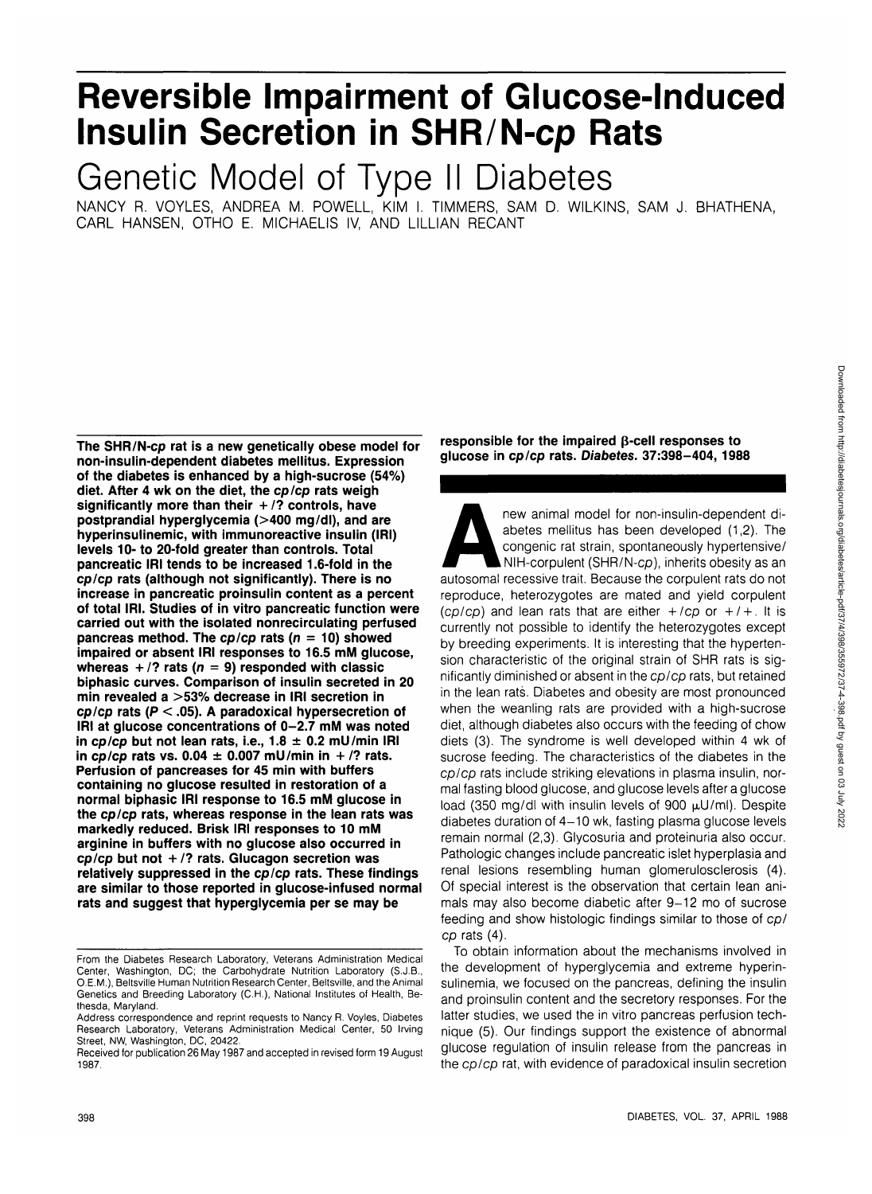# Reversible Impairment of Glucose-Induced Insulin Secretion in SHR/N-*cp* Rats

## Genetic Model of Type II Diabetes

NANCY R. VOYLES, ANDREA M. POWELL, KIM I. TIMMERS, SAM D. WILKINS, SAM J. BHATHENA, CARL HANSEN, OTHO E. MICHAELIS IV, AND LILLIAN RECANT

**The SHR/N-*cp* rat is a new genetically obese model for non-insulin-dependent diabetes mellitus. Expression of the diabetes is enhanced by a high-sucrose (54%) diet. After 4 wk on the diet, the *cp/cp* rats weigh significantly more than their +/? controls, have postprandial hyperglycemia (>400 mg/dl), and are hyperinsulinemic, with immunoreactive insulin (IRI) levels 10- to 20-fold greater than controls. Total pancreatic IRI tends to be increased 1.6-fold in the *cp/cp* rats (although not significantly). There is no increase in pancreatic proinsulin content as a percent of total IRI. Studies of in vitro pancreatic function were carried out with the isolated nonrecirculating perfused pancreas method. The *cp/cp* rats ($n = 10$) showed impaired or absent IRI responses to 16.5 mM glucose, whereas +/? rats ($n = 9$) responded with classic biphasic curves. Comparison of insulin secreted in 20 min revealed a >53% decrease in IRI secretion in *cp/cp* rats ($P < .05$). A paradoxical hypersecretion of IRI at glucose concentrations of 0–2.7 mM was noted in *cp/cp* but not lean rats, i.e., $1.8 \pm 0.2$ mU/min IRI in *cp/cp* rats vs. $0.04 \pm 0.007$ mU/min in +/? rats. Perfusion of pancreases for 45 min with buffers containing no glucose resulted in restoration of a normal biphasic IRI response to 16.5 mM glucose in the *cp/cp* rats, whereas response in the lean rats was markedly reduced. Brisk IRI responses to 10 mM arginine in buffers with no glucose also occurred in *cp/cp* but not +/? rats. Glucagon secretion was relatively suppressed in the *cp/cp* rats. These findings are similar to those reported in glucose-infused normal rats and suggest that hyperglycemia per se may be responsible for the impaired β-cell responses to glucose in *cp/cp* rats. *Diabetes.* 37:398–404, 1988**

A new animal model for non-insulin-dependent diabetes mellitus has been developed (1,2). The congenic rat strain, spontaneously hypertensive/NIH-corpulent (SHR/N-*cp*), inherits obesity as an autosomal recessive trait. Because the corpulent rats do not reproduce, heterozygotes are mated and yield corpulent (*cp/cp*) and lean rats that are either +/*cp* or +/+. It is currently not possible to identify the heterozygotes except by breeding experiments. It is interesting that the hypertension characteristic of the original strain of SHR rats is significantly diminished or absent in the *cp/cp* rats, but retained in the lean rats. Diabetes and obesity are most pronounced when the weanling rats are provided with a high-sucrose diet, although diabetes also occurs with the feeding of chow diets (3). The syndrome is well developed within 4 wk of sucrose feeding. The characteristics of the diabetes in the *cp/cp* rats include striking elevations in plasma insulin, normal fasting blood glucose, and glucose levels after a glucose load (350 mg/dl with insulin levels of 900 μU/ml). Despite diabetes duration of 4–10 wk, fasting plasma glucose levels remain normal (2,3). Glycosuria and proteinuria also occur. Pathologic changes include pancreatic islet hyperplasia and renal lesions resembling human glomerulosclerosis (4). Of special interest is the observation that certain lean animals may also become diabetic after 9–12 mo of sucrose feeding and show histologic findings similar to those of *cp/cp* rats (4).

To obtain information about the mechanisms involved in the development of hyperglycemia and extreme hyperinsulinemia, we focused on the pancreas, defining the insulin and proinsulin content and the secretory responses. For the latter studies, we used the in vitro pancreas perfusion technique (5). Our findings support the existence of abnormal glucose regulation of insulin release from the pancreas in the *cp/cp* rat, with evidence of paradoxical insulin secretion

From the Diabetes Research Laboratory, Veterans Administration Medical Center, Washington, DC; the Carbohydrate Nutrition Laboratory (S.J.B., O.E.M.), Beltsville Human Nutrition Research Center, Beltsville, and the Animal Genetics and Breeding Laboratory (C.H.), National Institutes of Health, Bethesda, Maryland.

Address correspondence and reprint requests to Nancy R. Voyles, Diabetes Research Laboratory, Veterans Administration Medical Center, 50 Irving Street, NW, Washington, DC, 20422.

Received for publication 26 May 1987 and accepted in revised form 19 August 1987.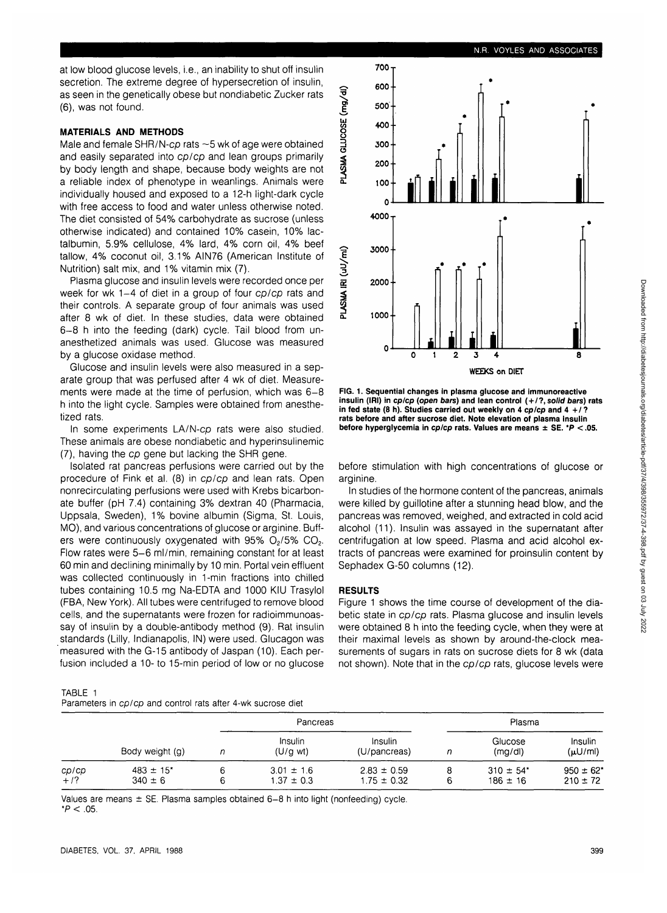at low blood glucose levels, i.e., an inability to shut off insulin secretion. The extreme degree of hypersecretion of insulin, as seen in the genetically obese but nondiabetic Zucker rats (6), was not found.

## MATERIALS AND METHODS

Male and female SHR/N-*cp* rats ~5 wk of age were obtained and easily separated into *cp/cp* and lean groups primarily by body length and shape, because body weights are not a reliable index of phenotype in weanlings. Animals were individually housed and exposed to a 12-h light-dark cycle with free access to food and water unless otherwise noted. The diet consisted of 54% carbohydrate as sucrose (unless otherwise indicated) and contained 10% casein, 10% lactalbumin, 5.9% cellulose, 4% lard, 4% corn oil, 4% beef tallow, 4% coconut oil, 3.1% AIN76 (American Institute of Nutrition) salt mix, and 1% vitamin mix (7).

Plasma glucose and insulin levels were recorded once per week for wk 1–4 of diet in a group of four *cp/cp* rats and their controls. A separate group of four animals was used after 8 wk of diet. In these studies, data were obtained 6–8 h into the feeding (dark) cycle. Tail blood from unanesthetized animals was used. Glucose was measured by a glucose oxidase method.

Glucose and insulin levels were also measured in a separate group that was perfused after 4 wk of diet. Measurements were made at the time of perfusion, which was 6–8 h into the light cycle. Samples were obtained from anesthetized rats.

In some experiments LA/N-*cp* rats were also studied. These animals are obese nondiabetic and hyperinsulinemic (7), having the *cp* gene but lacking the SHR gene.

Isolated rat pancreas perfusions were carried out by the procedure of Fink et al. (8) in *cp/cp* and lean rats. Open nonrecirculating perfusions were used with Krebs bicarbonate buffer (pH 7.4) containing 3% dextran 40 (Pharmacia, Uppsala, Sweden), 1% bovine albumin (Sigma, St. Louis, MO), and various concentrations of glucose or arginine. Buffers were continuously oxygenated with 95% $O_2$/5% $CO_2$. Flow rates were 5–6 ml/min, remaining constant for at least 60 min and declining minimally by 10 min. Portal vein effluent was collected continuously in 1-min fractions into chilled tubes containing 10.5 mg Na-EDTA and 1000 KIU Trasylol (FBA, New York). All tubes were centrifuged to remove blood cells, and the supernatants were frozen for radioimmunoassay of insulin by a double-antibody method (9). Rat insulin standards (Lilly, Indianapolis, IN) were used. Glucagon was measured with the G-15 antibody of Jaspan (10). Each perfusion included a 10- to 15-min period of low or no glucose before stimulation with high concentrations of glucose or arginine.

In studies of the hormone content of the pancreas, animals were killed by guillotine after a stunning head blow, and the pancreas was removed, weighed, and extracted in cold acid alcohol (11). Insulin was assayed in the supernatant after centrifugation at low speed. Plasma and acid alcohol extracts of pancreas were examined for proinsulin content by Sephadex G-50 columns (12).

## RESULTS

Figure 1 shows the time course of development of the diabetic state in *cp/cp* rats. Plasma glucose and insulin levels were obtained 8 h into the feeding cycle, when they were at their maximal levels as shown by around-the-clock measurements of sugars in rats on sucrose diets for 8 wk (data not shown). Note that in the *cp/cp* rats, glucose levels were

**FIG. 1. Sequential changes in plasma glucose and immunoreactive insulin (IRI) in *cp/cp* (*open bars*) and lean control (+/?, *solid bars*) rats in fed state (8 h). Studies carried out weekly on 4 *cp/cp* and 4 +/? rats before and after sucrose diet. Note elevation of plasma insulin before hyperglycemia in *cp/cp* rats. Values are means ± SE. \*$P < .05$.**

TABLE 1
Parameters in *cp/cp* and control rats after 4-wk sucrose diet

| | | Pancreas | | | Plasma | | |
|---|---|---|---|---|---|---|---|
| | Body weight (g) | *n* | Insulin (U/g wt) | Insulin (U/pancreas) | *n* | Glucose (mg/dl) | Insulin (μU/ml) |
| *cp/cp* | 483 ± 15* | 6 | 3.01 ± 1.6 | 2.83 ± 0.59 | 8 | 310 ± 54* | 950 ± 62* |
| +/? | 340 ± 6 | 6 | 1.37 ± 0.3 | 1.75 ± 0.32 | 6 | 186 ± 16 | 210 ± 72 |

Values are means ± SE. Plasma samples obtained 6–8 h into light (nonfeeding) cycle.
*$P < .05$.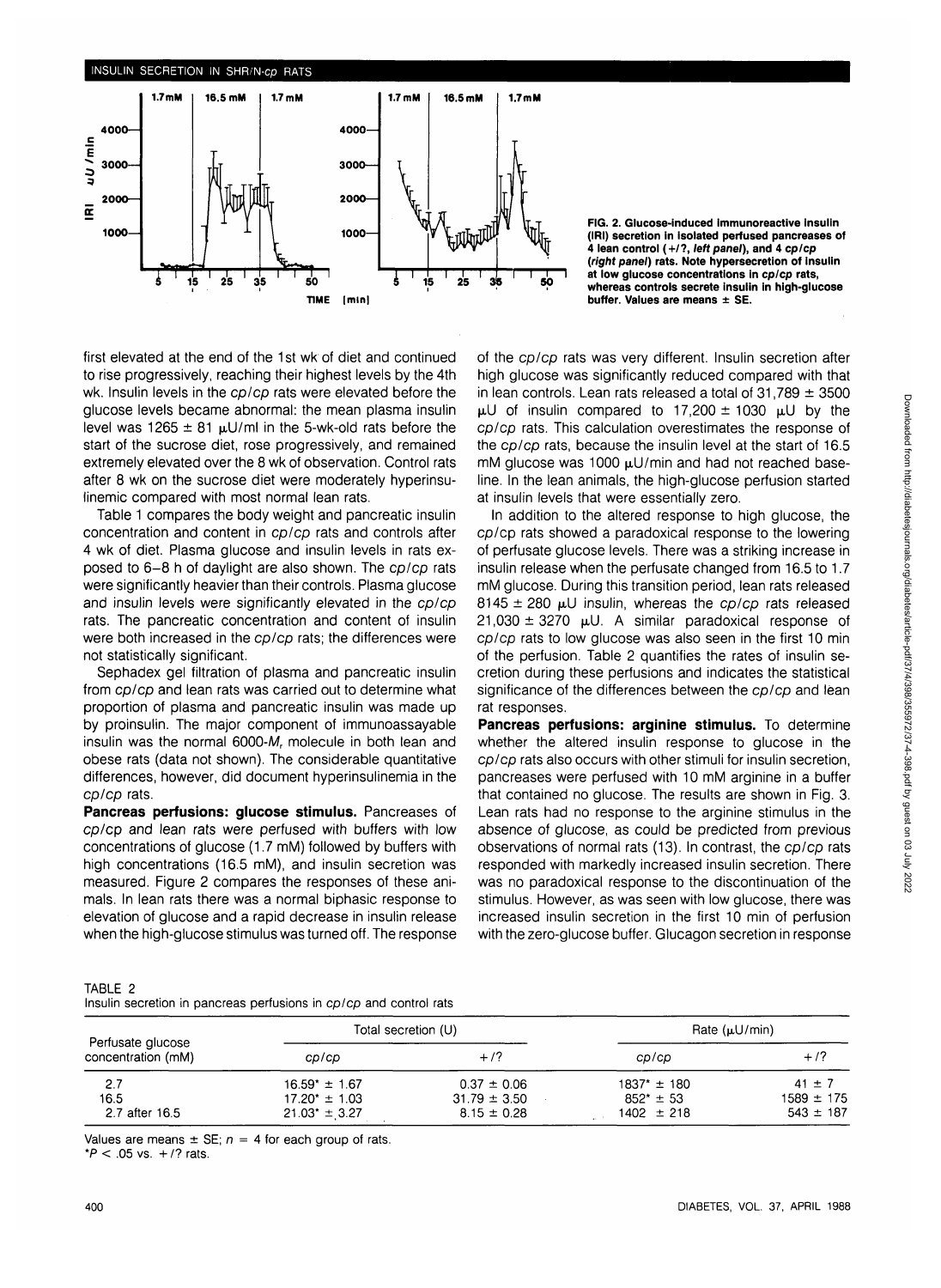FIG. 2. Glucose-induced immunoreactive insulin (IRI) secretion in isolated perfused pancreases of 4 lean control (+/?, *left panel*), and 4 *cp/cp* (*right panel*) rats. Note hypersecretion of insulin at low glucose concentrations in *cp/cp* rats, whereas controls secrete insulin in high-glucose buffer. Values are means ± SE.

first elevated at the end of the 1st wk of diet and continued to rise progressively, reaching their highest levels by the 4th wk. Insulin levels in the *cp/cp* rats were elevated before the glucose levels became abnormal: the mean plasma insulin level was 1265 ± 81 μU/ml in the 5-wk-old rats before the start of the sucrose diet, rose progressively, and remained extremely elevated over the 8 wk of observation. Control rats after 8 wk on the sucrose diet were moderately hyperinsulinemic compared with most normal lean rats.

Table 1 compares the body weight and pancreatic insulin concentration and content in *cp/cp* rats and controls after 4 wk of diet. Plasma glucose and insulin levels in rats exposed to 6–8 h of daylight are also shown. The *cp/cp* rats were significantly heavier than their controls. Plasma glucose and insulin levels were significantly elevated in the *cp/cp* rats. The pancreatic concentration and content of insulin were both increased in the *cp/cp* rats; the differences were not statistically significant.

Sephadex gel filtration of plasma and pancreatic insulin from *cp/cp* and lean rats was carried out to determine what proportion of plasma and pancreatic insulin was made up by proinsulin. The major component of immunoassayable insulin was the normal 6000-$M_r$ molecule in both lean and obese rats (data not shown). The considerable quantitative differences, however, did document hyperinsulinemia in the *cp/cp* rats.

**Pancreas perfusions: glucose stimulus.** Pancreases of *cp/cp* and lean rats were perfused with buffers with low concentrations of glucose (1.7 mM) followed by buffers with high concentrations (16.5 mM), and insulin secretion was measured. Figure 2 compares the responses of these animals. In lean rats there was a normal biphasic response to elevation of glucose and a rapid decrease in insulin release when the high-glucose stimulus was turned off. The response of the *cp/cp* rats was very different. Insulin secretion after high glucose was significantly reduced compared with that in lean controls. Lean rats released a total of 31,789 ± 3500 μU of insulin compared to 17,200 ± 1030 μU by the *cp/cp* rats. This calculation overestimates the response of the *cp/cp* rats, because the insulin level at the start of 16.5 mM glucose was 1000 μU/min and had not reached baseline. In the lean animals, the high-glucose perfusion started at insulin levels that were essentially zero.

In addition to the altered response to high glucose, the *cp/cp* rats showed a paradoxical response to the lowering of perfusate glucose levels. There was a striking increase in insulin release when the perfusate changed from 16.5 to 1.7 mM glucose. During this transition period, lean rats released 8145 ± 280 μU insulin, whereas the *cp/cp* rats released 21,030 ± 3270 μU. A similar paradoxical response of *cp/cp* rats to low glucose was also seen in the first 10 min of the perfusion. Table 2 quantifies the rates of insulin secretion during these perfusions and indicates the statistical significance of the differences between the *cp/cp* and lean rat responses.

**Pancreas perfusions: arginine stimulus.** To determine whether the altered insulin response to glucose in the *cp/cp* rats also occurs with other stimuli for insulin secretion, pancreases were perfused with 10 mM arginine in a buffer that contained no glucose. The results are shown in Fig. 3. Lean rats had no response to the arginine stimulus in the absence of glucose, as could be predicted from previous observations of normal rats (13). In contrast, the *cp/cp* rats responded with markedly increased insulin secretion. There was no paradoxical response to the discontinuation of the stimulus. However, as was seen with low glucose, there was increased insulin secretion in the first 10 min of perfusion with the zero-glucose buffer. Glucagon secretion in response

TABLE 2
Insulin secretion in pancreas perfusions in *cp/cp* and control rats

| Perfusate glucose concentration (mM) | Total secretion (U) | | Rate (μU/min) | |
|---|---|---|---|---|
| | *cp/cp* | +/? | *cp/cp* | +/? |
| 2.7 | 16.59* ± 1.67 | 0.37 ± 0.06 | 1837* ± 180 | 41 ± 7 |
| 16.5 | 17.20* ± 1.03 | 31.79 ± 3.50 | 852* ± 53 | 1589 ± 175 |
| 2.7 after 16.5 | 21.03* ± 3.27 | 8.15 ± 0.28 | 1402 ± 218 | 543 ± 187 |

Values are means ± SE; $n$ = 4 for each group of rats.
*$P$ < .05 vs. +/? rats.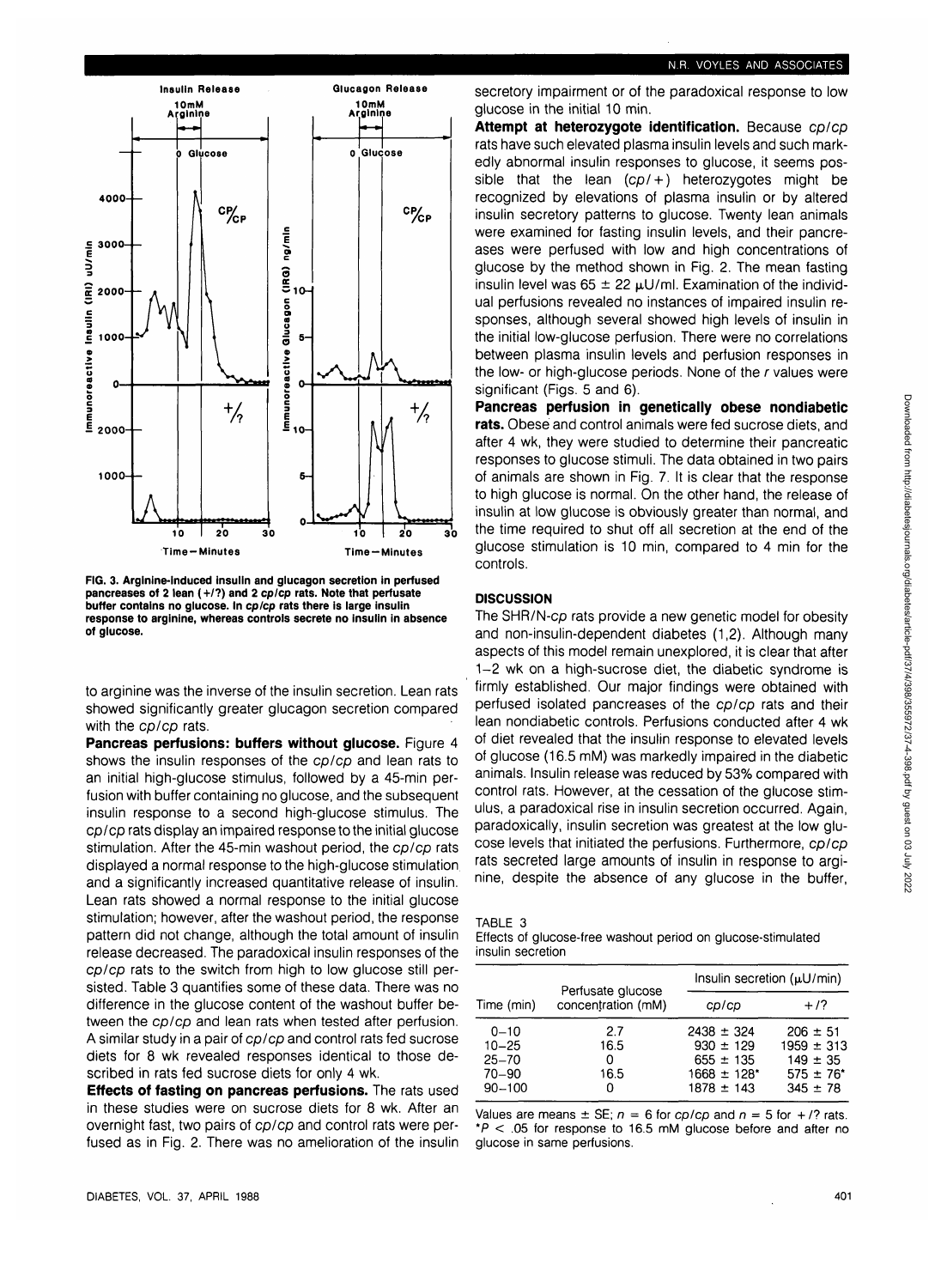FIG. 3. Arginine-induced insulin and glucagon secretion in perfused pancreases of 2 lean (+/?) and 2 cp/cp rats. Note that perfusate buffer contains no glucose. In cp/cp rats there is large insulin response to arginine, whereas controls secrete no insulin in absence of glucose.

to arginine was the inverse of the insulin secretion. Lean rats showed significantly greater glucagon secretion compared with the *cp/cp* rats.

**Pancreas perfusions: buffers without glucose.** Figure 4 shows the insulin responses of the *cp/cp* and lean rats to an initial high-glucose stimulus, followed by a 45-min perfusion with buffer containing no glucose, and the subsequent insulin response to a second high-glucose stimulus. The *cp/cp* rats display an impaired response to the initial glucose stimulation. After the 45-min washout period, the *cp/cp* rats displayed a normal response to the high-glucose stimulation and a significantly increased quantitative release of insulin. Lean rats showed a normal response to the initial glucose stimulation; however, after the washout period, the response pattern did not change, although the total amount of insulin release decreased. The paradoxical insulin responses of the *cp/cp* rats to the switch from high to low glucose still persisted. Table 3 quantifies some of these data. There was no difference in the glucose content of the washout buffer between the *cp/cp* and lean rats when tested after perfusion. A similar study in a pair of *cp/cp* and control rats fed sucrose diets for 8 wk revealed responses identical to those described in rats fed sucrose diets for only 4 wk.

**Effects of fasting on pancreas perfusions.** The rats used in these studies were on sucrose diets for 8 wk. After an overnight fast, two pairs of *cp/cp* and control rats were perfused as in Fig. 2. There was no amelioration of the insulin secretory impairment or of the paradoxical response to low glucose in the initial 10 min.

**Attempt at heterozygote identification.** Because *cp/cp* rats have such elevated plasma insulin levels and such markedly abnormal insulin responses to glucose, it seems possible that the lean (*cp*/+) heterozygotes might be recognized by elevations of plasma insulin or by altered insulin secretory patterns to glucose. Twenty lean animals were examined for fasting insulin levels, and their pancreases were perfused with low and high concentrations of glucose by the method shown in Fig. 2. The mean fasting insulin level was 65 ± 22 μU/ml. Examination of the individual perfusions revealed no instances of impaired insulin responses, although several showed high levels of insulin in the initial low-glucose perfusion. There were no correlations between plasma insulin levels and perfusion responses in the low- or high-glucose periods. None of the *r* values were significant (Figs. 5 and 6).

**Pancreas perfusion in genetically obese nondiabetic rats.** Obese and control animals were fed sucrose diets, and after 4 wk, they were studied to determine their pancreatic responses to glucose stimuli. The data obtained in two pairs of animals are shown in Fig. 7. It is clear that the response to high glucose is normal. On the other hand, the release of insulin at low glucose is obviously greater than normal, and the time required to shut off all secretion at the end of the glucose stimulation is 10 min, compared to 4 min for the controls.

## DISCUSSION

The SHR/N-*cp* rats provide a new genetic model for obesity and non-insulin-dependent diabetes (1,2). Although many aspects of this model remain unexplored, it is clear that after 1–2 wk on a high-sucrose diet, the diabetic syndrome is firmly established. Our major findings were obtained with perfused isolated pancreases of the *cp/cp* rats and their lean nondiabetic controls. Perfusions conducted after 4 wk of diet revealed that the insulin response to elevated levels of glucose (16.5 mM) was markedly impaired in the diabetic animals. Insulin release was reduced by 53% compared with control rats. However, at the cessation of the glucose stimulus, a paradoxical rise in insulin secretion occurred. Again, paradoxically, insulin secretion was greatest at the low glucose levels that initiated the perfusions. Furthermore, *cp/cp* rats secreted large amounts of insulin in response to arginine, despite the absence of any glucose in the buffer,

TABLE 3
Effects of glucose-free washout period on glucose-stimulated insulin secretion

| Time (min) | Perfusate glucose concentration (mM) | Insulin secretion (μU/min) | |
|---|---|---|---|
| | | *cp/cp* | +/? |
| 0–10 | 2.7 | 2438 ± 324 | 206 ± 51 |
| 10–25 | 16.5 | 930 ± 129 | 1959 ± 313 |
| 25–70 | 0 | 655 ± 135 | 149 ± 35 |
| 70–90 | 16.5 | 1668 ± 128* | 575 ± 76* |
| 90–100 | 0 | 1878 ± 143 | 345 ± 78 |

Values are means ± SE; $n = 6$ for *cp/cp* and $n = 5$ for +/? rats. *$P < .05$ for response to 16.5 mM glucose before and after no glucose in same perfusions.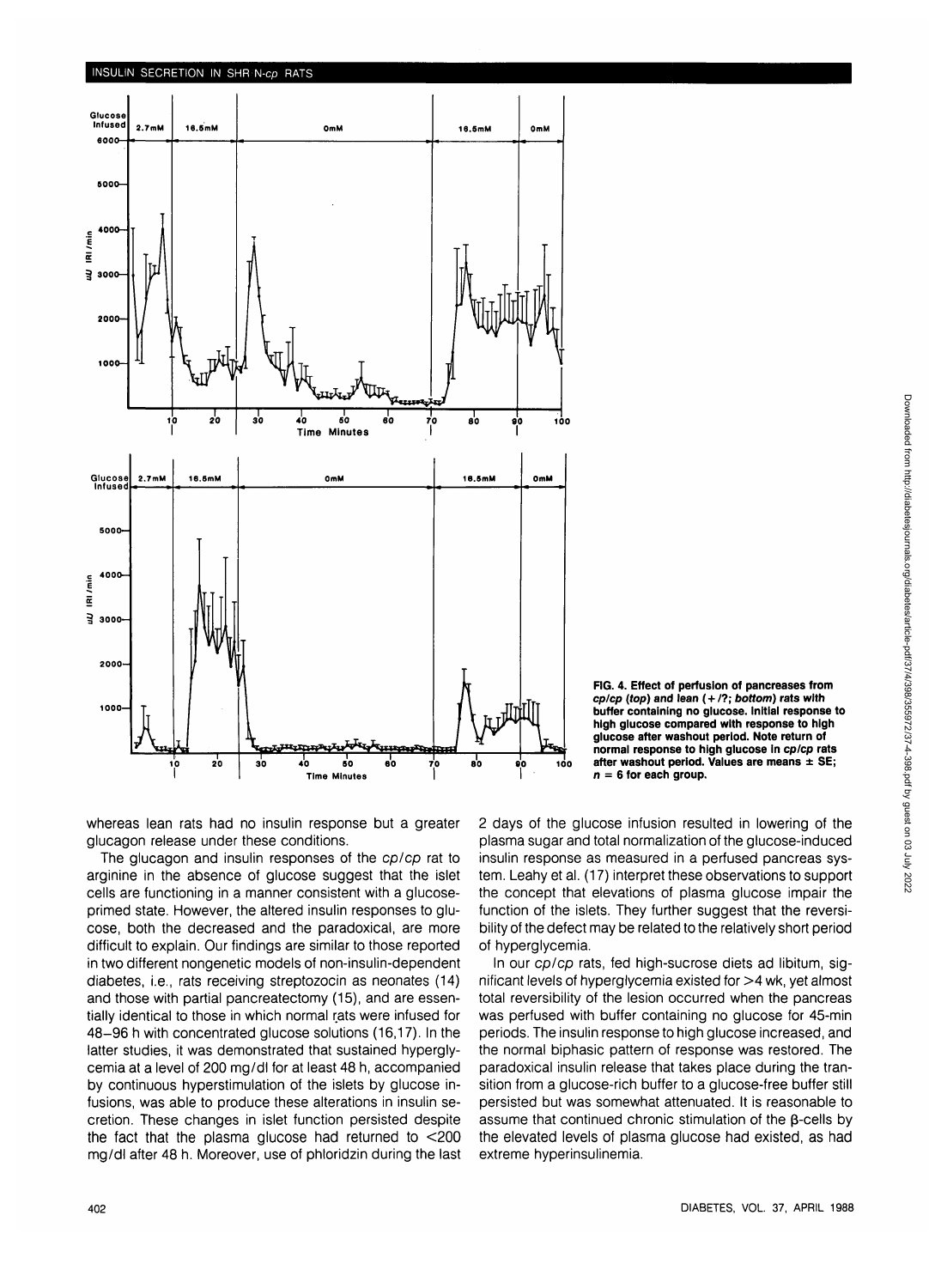FIG. 4. Effect of perfusion of pancreases from *cp/cp* (*top*) and lean (+/?; *bottom*) rats with buffer containing no glucose. Initial response to high glucose compared with response to high glucose after washout period. Note return of normal response to high glucose in *cp/cp* rats after washout period. Values are means ± SE; *n* = 6 for each group.

whereas lean rats had no insulin response but a greater glucagon release under these conditions.

The glucagon and insulin responses of the *cp/cp* rat to arginine in the absence of glucose suggest that the islet cells are functioning in a manner consistent with a glucose-primed state. However, the altered insulin responses to glucose, both the decreased and the paradoxical, are more difficult to explain. Our findings are similar to those reported in two different nongenetic models of non-insulin-dependent diabetes, i.e., rats receiving streptozocin as neonates (14) and those with partial pancreatectomy (15), and are essentially identical to those in which normal rats were infused for 48–96 h with concentrated glucose solutions (16,17). In the latter studies, it was demonstrated that sustained hyperglycemia at a level of 200 mg/dl for at least 48 h, accompanied by continuous hyperstimulation of the islets by glucose infusions, was able to produce these alterations in insulin secretion. These changes in islet function persisted despite the fact that the plasma glucose had returned to <200 mg/dl after 48 h. Moreover, use of phloridzin during the last 2 days of the glucose infusion resulted in lowering of the plasma sugar and total normalization of the glucose-induced insulin response as measured in a perfused pancreas system. Leahy et al. (17) interpret these observations to support the concept that elevations of plasma glucose impair the function of the islets. They further suggest that the reversibility of the defect may be related to the relatively short period of hyperglycemia.

In our *cp/cp* rats, fed high-sucrose diets ad libitum, significant levels of hyperglycemia existed for >4 wk, yet almost total reversibility of the lesion occurred when the pancreas was perfused with buffer containing no glucose for 45-min periods. The insulin response to high glucose increased, and the normal biphasic pattern of response was restored. The paradoxical insulin release that takes place during the transition from a glucose-rich buffer to a glucose-free buffer still persisted but was somewhat attenuated. It is reasonable to assume that continued chronic stimulation of the β-cells by the elevated levels of plasma glucose had existed, as had extreme hyperinsulinemia.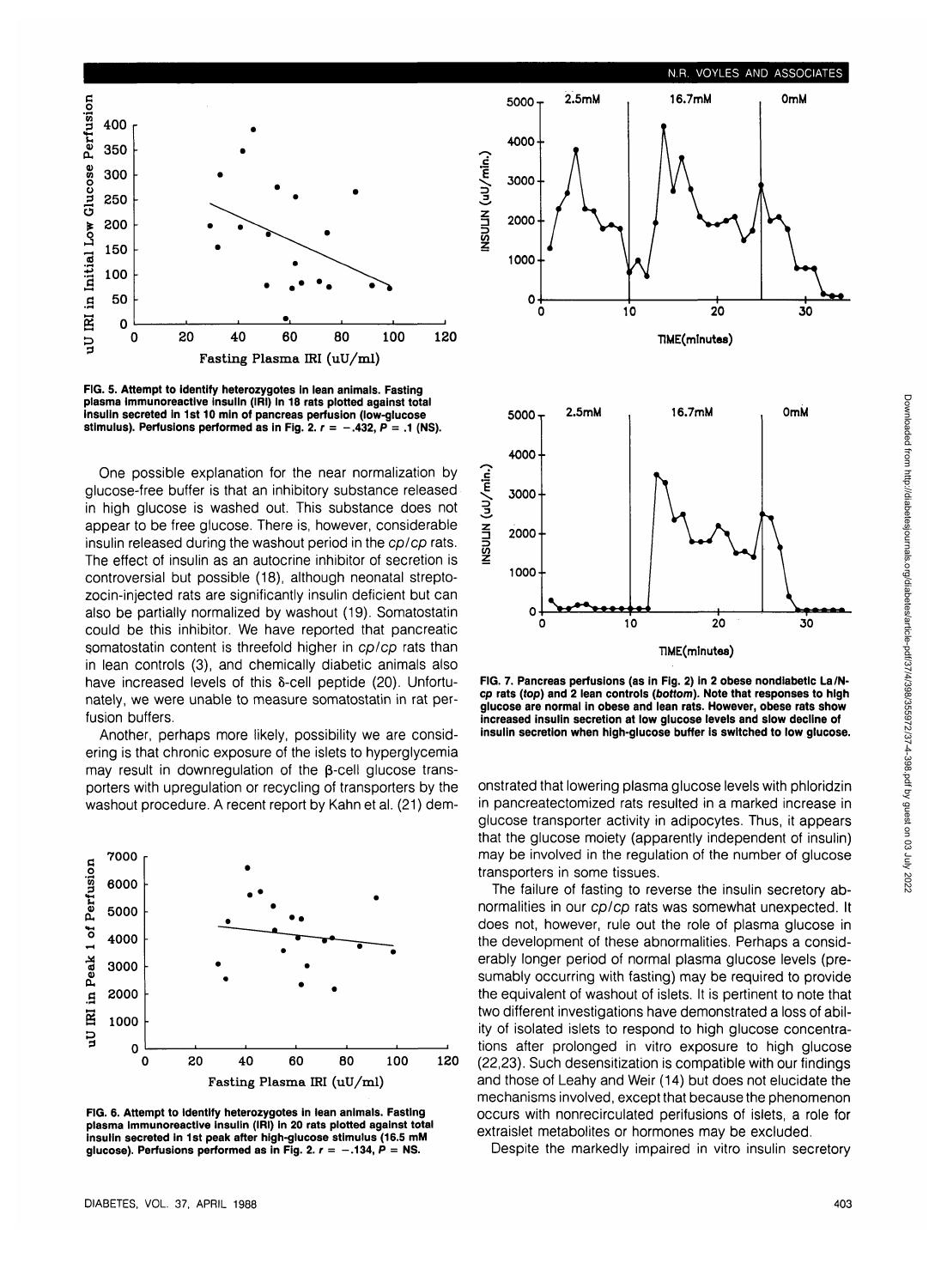FIG. 5. Attempt to identify heterozygotes in lean animals. Fasting plasma immunoreactive insulin (IRI) in 18 rats plotted against total insulin secreted in 1st 10 min of pancreas perfusion (low-glucose stimulus). Perfusions performed as in Fig. 2. $r = -.432$, $P = .1$ (NS).

One possible explanation for the near normalization by glucose-free buffer is that an inhibitory substance released in high glucose is washed out. This substance does not appear to be free glucose. There is, however, considerable insulin released during the washout period in the *cp/cp* rats. The effect of insulin as an autocrine inhibitor of secretion is controversial but possible (18), although neonatal streptozocin-injected rats are significantly insulin deficient but can also be partially normalized by washout (19). Somatostatin could be this inhibitor. We have reported that pancreatic somatostatin content is threefold higher in *cp/cp* rats than in lean controls (3), and chemically diabetic animals also have increased levels of this δ-cell peptide (20). Unfortunately, we were unable to measure somatostatin in rat perfusion buffers.

Another, perhaps more likely, possibility we are considering is that chronic exposure of the islets to hyperglycemia may result in downregulation of the β-cell glucose transporters with upregulation or recycling of transporters by the washout procedure. A recent report by Kahn et al. (21) demonstrated that lowering plasma glucose levels with phloridzin in pancreatectomized rats resulted in a marked increase in glucose transporter activity in adipocytes. Thus, it appears that the glucose moiety (apparently independent of insulin) may be involved in the regulation of the number of glucose transporters in some tissues.

FIG. 6. Attempt to identify heterozygotes in lean animals. Fasting plasma immunoreactive insulin (IRI) in 20 rats plotted against total insulin secreted in 1st peak after high-glucose stimulus (16.5 mM glucose). Perfusions performed as in Fig. 2. $r = -.134$, $P$ = NS.

FIG. 7. Pancreas perfusions (as in Fig. 2) in 2 obese nondiabetic La/N-cp rats (top) and 2 lean controls (bottom). Note that responses to high glucose are normal in obese and lean rats. However, obese rats show increased insulin secretion at low glucose levels and slow decline of insulin secretion when high-glucose buffer is switched to low glucose.

The failure of fasting to reverse the insulin secretory abnormalities in our *cp/cp* rats was somewhat unexpected. It does not, however, rule out the role of plasma glucose in the development of these abnormalities. Perhaps a considerably longer period of normal plasma glucose levels (presumably occurring with fasting) may be required to provide the equivalent of washout of islets. It is pertinent to note that two different investigations have demonstrated a loss of ability of isolated islets to respond to high glucose concentrations after prolonged in vitro exposure to high glucose (22,23). Such desensitization is compatible with our findings and those of Leahy and Weir (14) but does not elucidate the mechanisms involved, except that because the phenomenon occurs with nonrecirculated perifusions of islets, a role for extraislet metabolites or hormones may be excluded.

Despite the markedly impaired in vitro insulin secretory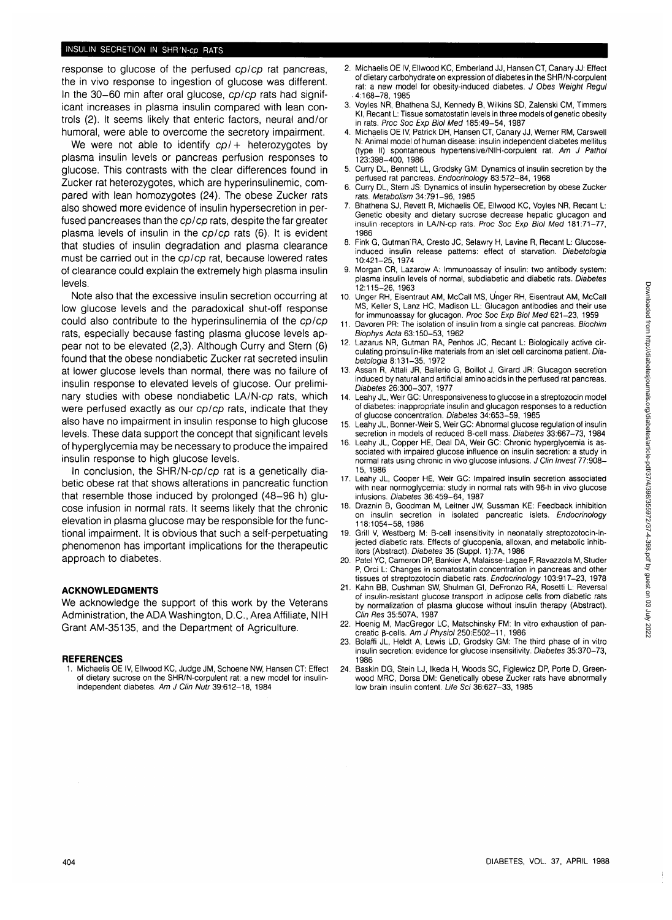response to glucose of the perfused *cp/cp* rat pancreas, the in vivo response to ingestion of glucose was different. In the 30–60 min after oral glucose, *cp/cp* rats had significant increases in plasma insulin compared with lean controls (2). It seems likely that enteric factors, neural and/or humoral, were able to overcome the secretory impairment.

We were not able to identify *cp/+* heterozygotes by plasma insulin levels or pancreas perfusion responses to glucose. This contrasts with the clear differences found in Zucker rat heterozygotes, which are hyperinsulinemic, compared with lean homozygotes (24). The obese Zucker rats also showed more evidence of insulin hypersecretion in perfused pancreases than the *cp/cp* rats, despite the far greater plasma levels of insulin in the *cp/cp* rats (6). It is evident that studies of insulin degradation and plasma clearance must be carried out in the *cp/cp* rat, because lowered rates of clearance could explain the extremely high plasma insulin levels.

Note also that the excessive insulin secretion occurring at low glucose levels and the paradoxical shut-off response could also contribute to the hyperinsulinemia of the *cp/cp* rats, especially because fasting plasma glucose levels appear not to be elevated (2,3). Although Curry and Stern (6) found that the obese nondiabetic Zucker rat secreted insulin at lower glucose levels than normal, there was no failure of insulin response to elevated levels of glucose. Our preliminary studies with obese nondiabetic LA/N-*cp* rats, which were perfused exactly as our *cp/cp* rats, indicate that they also have no impairment in insulin response to high glucose levels. These data support the concept that significant levels of hyperglycemia may be necessary to produce the impaired insulin response to high glucose levels.

In conclusion, the SHR/N-*cp/cp* rat is a genetically diabetic obese rat that shows alterations in pancreatic function that resemble those induced by prolonged (48–96 h) glucose infusion in normal rats. It seems likely that the chronic elevation in plasma glucose may be responsible for the functional impairment. It is obvious that such a self-perpetuating phenomenon has important implications for the therapeutic approach to diabetes.

## ACKNOWLEDGMENTS

We acknowledge the support of this work by the Veterans Administration, the ADA Washington, D.C., Area Affiliate, NIH Grant AM-35135, and the Department of Agriculture.

## REFERENCES

1. Michaelis OE IV, Ellwood KC, Judge JM, Schoene NW, Hansen CT: Effect of dietary sucrose on the SHR/N-corpulent rat: a new model for insulin-independent diabetes. *Am J Clin Nutr* 39:612–18, 1984
2. Michaelis OE IV, Ellwood KC, Emberland JJ, Hansen CT, Canary JJ: Effect of dietary carbohydrate on expression of diabetes in the SHR/N-corpulent rat: a new model for obesity-induced diabetes. *J Obes Weight Regul* 4:168–78, 1985
3. Voyles NR, Bhathena SJ, Kennedy B, Wilkins SD, Zalenski CM, Timmers KI, Recant L: Tissue somatostatin levels in three models of genetic obesity in rats. *Proc Soc Exp Biol Med* 185:49–54, 1987
4. Michaelis OE IV, Patrick DH, Hansen CT, Canary JJ, Werner RM, Carswell N: Animal model of human disease: insulin independent diabetes mellitus (type II) spontaneous hypertensive/NIH-corpulent rat. *Am J Pathol* 123:398–400, 1986
5. Curry DL, Bennett LL, Grodsky GM: Dynamics of insulin secretion by the perfused rat pancreas. *Endocrinology* 83:572–84, 1968
6. Curry DL, Stern JS: Dynamics of insulin hypersecretion by obese Zucker rats. *Metabolism* 34:791–96, 1985
7. Bhathena SJ, Revett R, Michaelis OE, Ellwood KC, Voyles NR, Recant L: Genetic obesity and dietary sucrose decrease hepatic glucagon and insulin receptors in LA/N-cp rats. *Proc Soc Exp Biol Med* 181:71–77, 1986
8. Fink G, Gutman RA, Cresto JC, Selawry H, Lavine R, Recant L: Glucose-induced insulin release patterns: effect of starvation. *Diabetologia* 10:421–25, 1974
9. Morgan CR, Lazarow A: Immunoassay of insulin: two antibody system: plasma insulin levels of normal, subdiabetic and diabetic rats. *Diabetes* 12:115–26, 1963
10. Unger RH, Eisentraut AM, McCall MS, Unger RH, Eisentraut AM, McCall MS, Keller S, Lanz HC, Madison LL: Glucagon antibodies and their use for immunoassay for glucagon. *Proc Soc Exp Biol Med* 621–23, 1959
11. Davoren PR: The isolation of insulin from a single cat pancreas. *Biochim Biophys Acta* 63:150–53, 1962
12. Lazarus NR, Gutman RA, Penhos JC, Recant L: Biologically active circulating proinsulin-like materials from an islet cell carcinoma patient. *Diabetologia* 8:131–35, 1972
13. Assan R, Attali JR, Ballerio G, Boillot J, Girard JR: Glucagon secretion induced by natural and artificial amino acids in the perfused rat pancreas. *Diabetes* 26:300–307, 1977
14. Leahy JL, Weir GC: Unresponsiveness to glucose in a streptozocin model of diabetes: inappropriate insulin and glucagon responses to a reduction of glucose concentration. *Diabetes* 34:653–59, 1985
15. Leahy JL, Bonner-Weir S, Weir GC: Abnormal glucose regulation of insulin secretion in models of reduced B-cell mass. *Diabetes* 33:667–73, 1984
16. Leahy JL, Copper HE, Deal DA, Weir GC: Chronic hyperglycemia is associated with impaired glucose influence on insulin secretion: a study in normal rats using chronic in vivo glucose infusions. *J Clin Invest* 77:908–15, 1986
17. Leahy JL, Cooper HE, Weir GC: Impaired insulin secretion associated with near normoglycemia: study in normal rats with 96-h in vivo glucose infusions. *Diabetes* 36:459–64, 1987
18. Draznin B, Goodman M, Leitner JW, Sussman KE: Feedback inhibition on insulin secretion in isolated pancreatic islets. *Endocrinology* 118:1054–58, 1986
19. Grill V, Westberg M: B-cell insensitivity in neonatally streptozotocin-injected diabetic rats. Effects of glucopenia, alloxan, and metabolic inhibitors (Abstract). *Diabetes* 35 (Suppl. 1):7A, 1986
20. Patel YC, Cameron DP, Bankier A, Malaisse-Lagae F, Ravazzola M, Studer P, Orci L: Changes in somatostatin concentration in pancreas and other tissues of streptozotocin diabetic rats. *Endocrinology* 103:917–23, 1978
21. Kahn BB, Cushman SW, Shulman GI, DeFronzo RA, Rosetti L: Reversal of insulin-resistant glucose transport in adipose cells from diabetic rats by normalization of plasma glucose without insulin therapy (Abstract). *Clin Res* 35:507A, 1987
22. Hoenig M, MacGregor LC, Matschinsky FM: In vitro exhaustion of pancreatic β-cells. *Am J Physiol* 250:E502–11, 1986
23. Bolaffi JL, Heldt A, Lewis LD, Grodsky GM: The third phase of in vitro insulin secretion: evidence for glucose insensitivity. *Diabetes* 35:370–73, 1986
24. Baskin DG, Stein LJ, Ikeda H, Woods SC, Figlewicz DP, Porte D, Greenwood MRC, Dorsa DM: Genetically obese Zucker rats have abnormally low brain insulin content. *Life Sci* 36:627–33, 1985